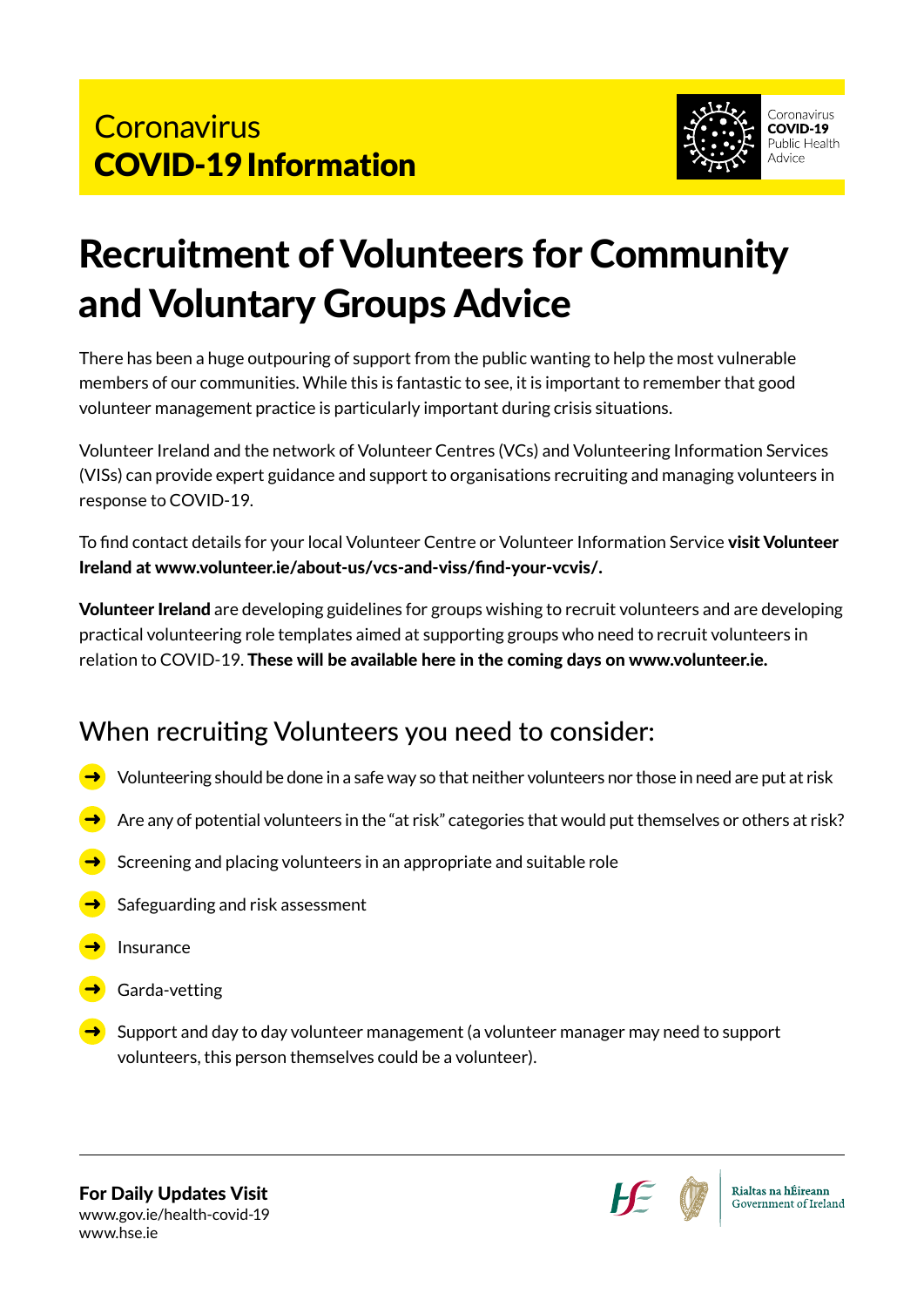Coronavirus
**COVID-19 Information**

Coronavirus
**COVID-19**
Public Health
Advice

# Recruitment of Volunteers for Community and Voluntary Groups Advice

There has been a huge outpouring of support from the public wanting to help the most vulnerable members of our communities. While this is fantastic to see, it is important to remember that good volunteer management practice is particularly important during crisis situations.

Volunteer Ireland and the network of Volunteer Centres (VCs) and Volunteering Information Services (VISs) can provide expert guidance and support to organisations recruiting and managing volunteers in response to COVID-19.

To find contact details for your local Volunteer Centre or Volunteer Information Service **visit Volunteer Ireland at www.volunteer.ie/about-us/vcs-and-viss/find-your-vcvis/.**

**Volunteer Ireland** are developing guidelines for groups wishing to recruit volunteers and are developing practical volunteering role templates aimed at supporting groups who need to recruit volunteers in relation to COVID-19. **These will be available here in the coming days on www.volunteer.ie.**

## When recruiting Volunteers you need to consider:

- Volunteering should be done in a safe way so that neither volunteers nor those in need are put at risk
- Are any of potential volunteers in the "at risk" categories that would put themselves or others at risk?
- Screening and placing volunteers in an appropriate and suitable role
- Safeguarding and risk assessment
- Insurance
- Garda-vetting
- Support and day to day volunteer management (a volunteer manager may need to support volunteers, this person themselves could be a volunteer).

**For Daily Updates Visit**
www.gov.ie/health-covid-19
www.hse.ie

Rialtas na hÉireann
Government of Ireland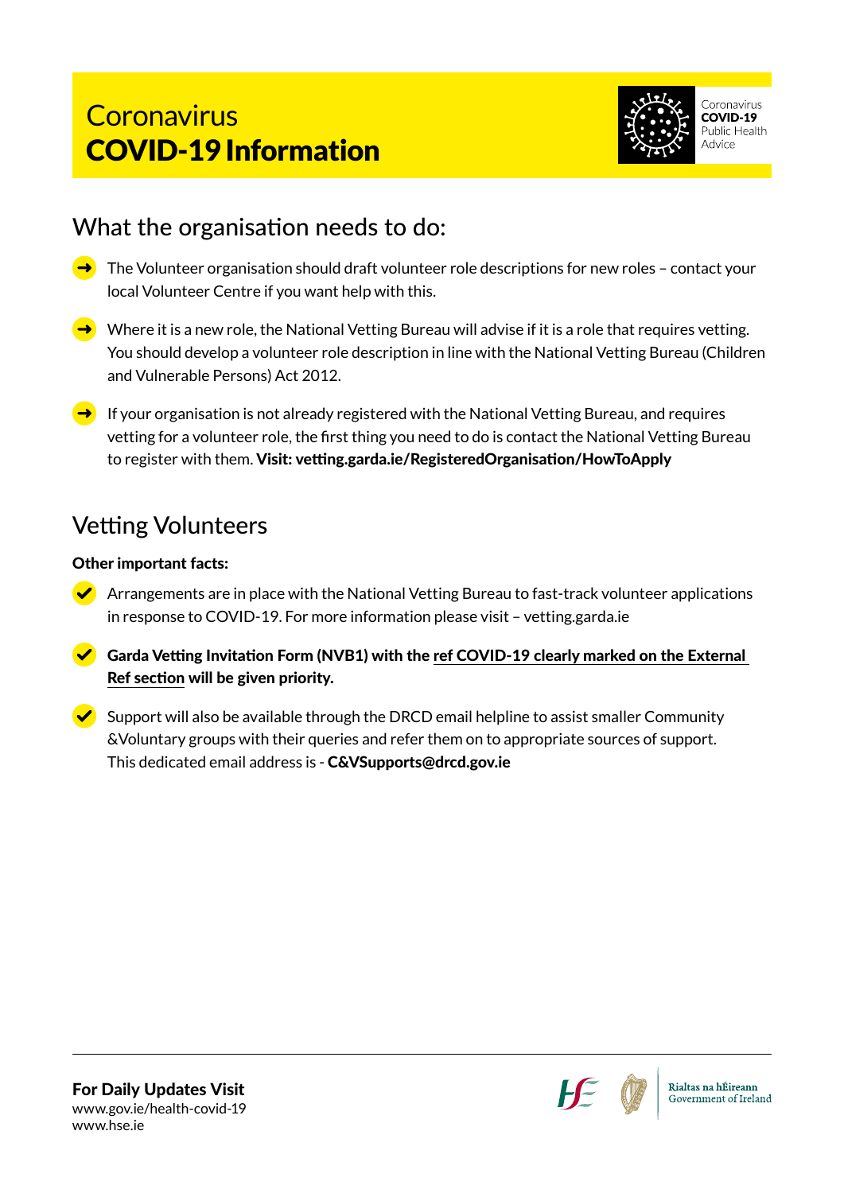# Coronavirus
# **COVID-19 Information**

Coronavirus **COVID-19** Public Health Advice

## What the organisation needs to do:

- The Volunteer organisation should draft volunteer role descriptions for new roles – contact your local Volunteer Centre if you want help with this.
- Where it is a new role, the National Vetting Bureau will advise if it is a role that requires vetting. You should develop a volunteer role description in line with the National Vetting Bureau (Children and Vulnerable Persons) Act 2012.
- If your organisation is not already registered with the National Vetting Bureau, and requires vetting for a volunteer role, the first thing you need to do is contact the National Vetting Bureau to register with them. **Visit: vetting.garda.ie/RegisteredOrganisation/HowToApply**

## Vetting Volunteers

**Other important facts:**

- Arrangements are in place with the National Vetting Bureau to fast-track volunteer applications in response to COVID-19. For more information please visit – vetting.garda.ie
- **Garda Vetting Invitation Form (NVB1) with the ref COVID-19 clearly marked on the External Ref section will be given priority.**
- Support will also be available through the DRCD email helpline to assist smaller Community &Voluntary groups with their queries and refer them on to appropriate sources of support. This dedicated email address is - **C&VSupports@drcd.gov.ie**

**For Daily Updates Visit**
www.gov.ie/health-covid-19
www.hse.ie

Rialtas na hÉireann
Government of Ireland